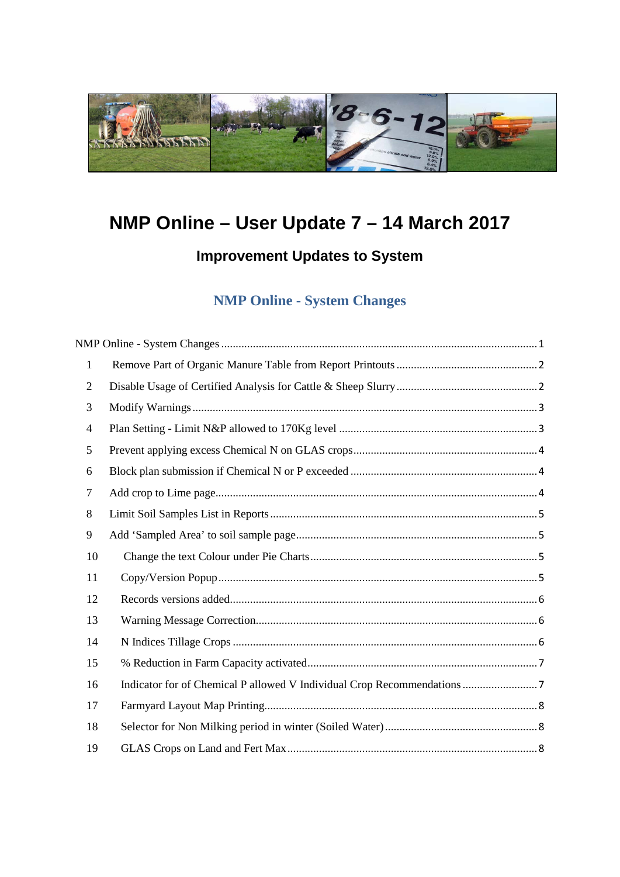# NMP Online – User Update 7 – 14 March 2017

## Improvement Updates to System

## NMP Online - System Changes

NMP Online - System Changes ....................................................................................................1

1 Remove Part of Organic Manure Table from Report Printouts ..........................................2

2 Disable Usage of Certified Analysis for Cattle & Sheep Slurry ..........................................2

3 Modify Warnings ....................................................................................................3

4 Plan Setting - Limit N&P allowed to 170Kg level ............................................................3

5 Prevent applying excess Chemical N on GLAS crops .......................................................4

6 Block plan submission if Chemical N or P exceeded .........................................................4

7 Add crop to Lime page.............................................................................................4

8 Limit Soil Samples List in Reports ...............................................................................5

9 Add 'Sampled Area' to soil sample page........................................................................5

10 Change the text Colour under Pie Charts .......................................................................5

11 Copy/Version Popup ...............................................................................................5

12 Records versions added.............................................................................................6

13 Warning Message Correction.......................................................................................6

14 N Indices Tillage Crops .............................................................................................6

15 % Reduction in Farm Capacity activated.........................................................................7

16 Indicator for of Chemical P allowed V Individual Crop Recommendations ..........................7

17 Farmyard Layout Map Printing.....................................................................................8

18 Selector for Non Milking period in winter (Soiled Water) ...................................................8

19 GLAS Crops on Land and Fert Max ..............................................................................8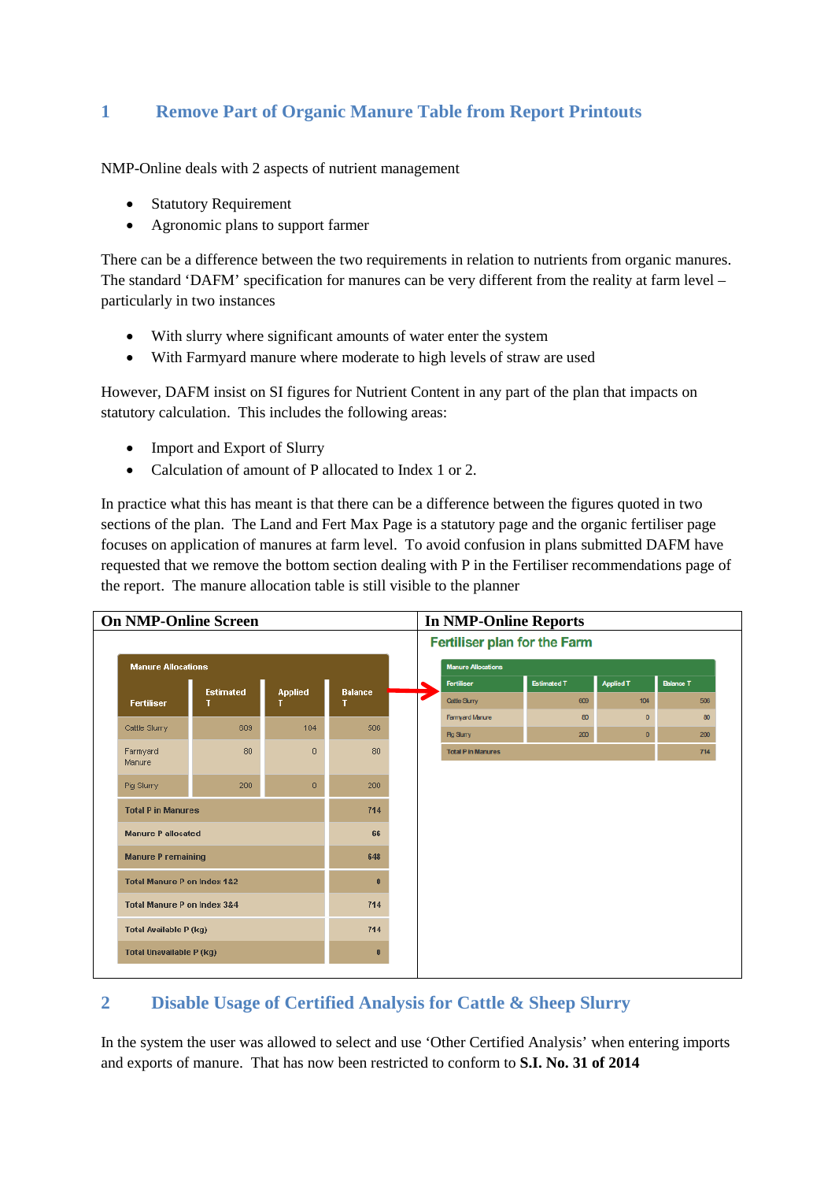## 1 Remove Part of Organic Manure Table from Report Printouts

NMP-Online deals with 2 aspects of nutrient management

- Statutory Requirement
- Agronomic plans to support farmer

There can be a difference between the two requirements in relation to nutrients from organic manures. The standard 'DAFM' specification for manures can be very different from the reality at farm level – particularly in two instances

- With slurry where significant amounts of water enter the system
- With Farmyard manure where moderate to high levels of straw are used

However, DAFM insist on SI figures for Nutrient Content in any part of the plan that impacts on statutory calculation. This includes the following areas:

- Import and Export of Slurry
- Calculation of amount of P allocated to Index 1 or 2.

In practice what this has meant is that there can be a difference between the figures quoted in two sections of the plan. The Land and Fert Max Page is a statutory page and the organic fertiliser page focuses on application of manures at farm level. To avoid confusion in plans submitted DAFM have requested that we remove the bottom section dealing with P in the Fertiliser recommendations page of the report. The manure allocation table is still visible to the planner

| On NMP-Online Screen | In NMP-Online Reports |
|---|---|
| | |

**On NMP-Online Screen**

Manure Allocations

| Fertiliser | Estimated T | Applied T | Balance T |
|---|---|---|---|
| Cattle Slurry | 609 | 104 | 506 |
| Farmyard Manure | 80 | 0 | 80 |
| Pig Slurry | 200 | 0 | 200 |
| Total P in Manures | | | 714 |
| Manure P allocated | | | 66 |
| Manure P remaining | | | 648 |
| Total Manure P on Index 1&2 | | | 0 |
| Total Manure P on Index 3&4 | | | 714 |
| Total Available P (kg) | | | 714 |
| Total Unavailable P (kg) | | | 0 |

**In NMP-Online Reports**

Fertiliser plan for the Farm

Manure Allocations

| Fertiliser | Estimated T | Applied T | Balance T |
|---|---|---|---|
| Cattle Slurry | 609 | 104 | 506 |
| Farmyard Manure | 80 | 0 | 80 |
| Pig Slurry | 200 | 0 | 200 |
| Total P in Manures | | | 714 |

## 2 Disable Usage of Certified Analysis for Cattle & Sheep Slurry

In the system the user was allowed to select and use 'Other Certified Analysis' when entering imports and exports of manure. That has now been restricted to conform to **S.I. No. 31 of 2014**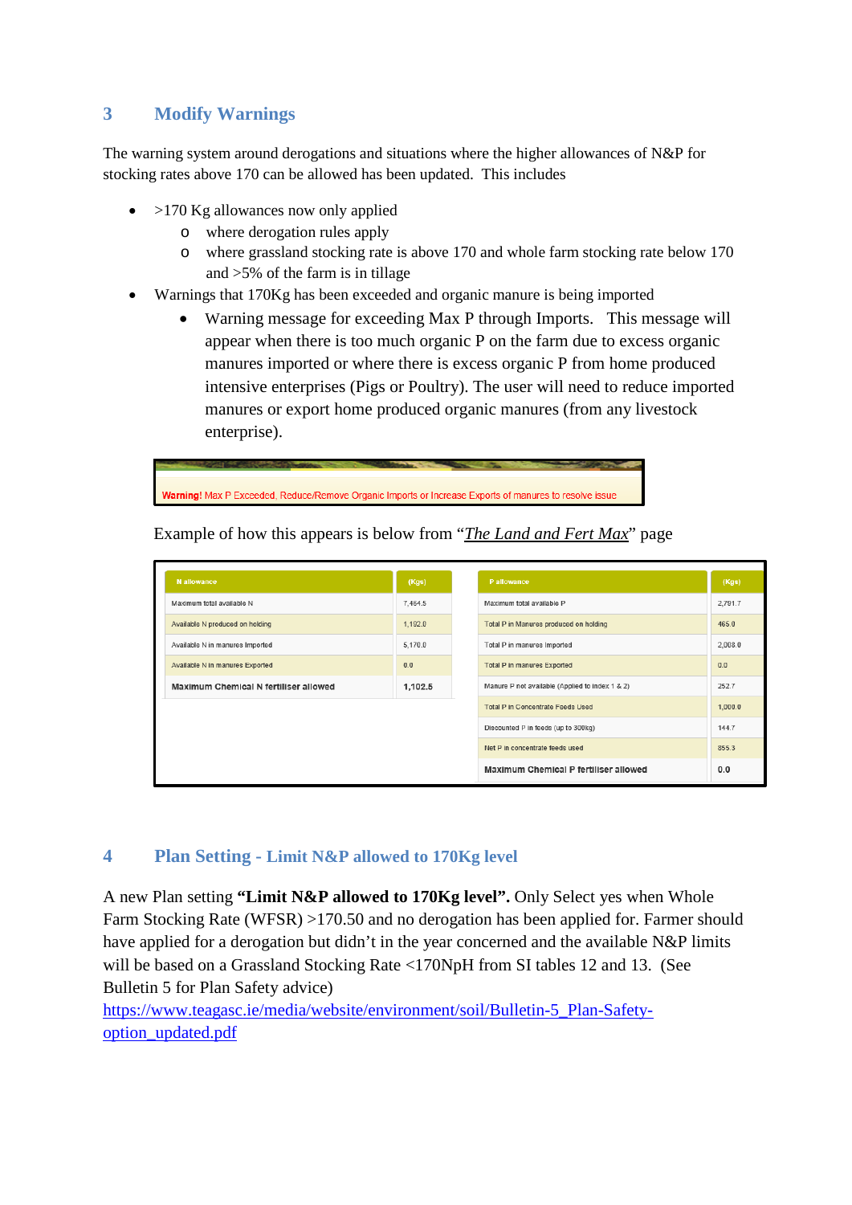## 3 Modify Warnings

The warning system around derogations and situations where the higher allowances of N&P for stocking rates above 170 can be allowed has been updated. This includes

- >170 Kg allowances now only applied
  - where derogation rules apply
  - where grassland stocking rate is above 170 and whole farm stocking rate below 170 and >5% of the farm is in tillage
- Warnings that 170Kg has been exceeded and organic manure is being imported
  - Warning message for exceeding Max P through Imports. This message will appear when there is too much organic P on the farm due to excess organic manures imported or where there is excess organic P from home produced intensive enterprises (Pigs or Poultry). The user will need to reduce imported manures or export home produced organic manures (from any livestock enterprise).

**Warning!** Max P Exceeded, Reduce/Remove Organic Imports or Increase Exports of manures to resolve issue

Example of how this appears is below from "*The Land and Fert Max*" page

| N allowance | (Kgs) |
|---|---|
| Maximum total available N | 7,464.5 |
| Available N produced on holding | 1,192.0 |
| Available N in manures Imported | 5,170.0 |
| Available N in manures Exported | 0.0 |
| **Maximum Chemical N fertiliser allowed** | **1,102.5** |

| P allowance | (Kgs) |
|---|---|
| Maximum total available P | 2,791.7 |
| Total P in Manures produced on holding | 465.0 |
| Total P in manures Imported | 2,008.0 |
| Total P in manures Exported | 0.0 |
| Manure P not available (Applied to index 1 & 2) | 252.7 |
| Total P in Concentrate Feeds Used | 1,000.0 |
| Discounted P in feeds (up to 300kg) | 144.7 |
| Net P in concentrate feeds used | 855.3 |
| **Maximum Chemical P fertiliser allowed** | **0.0** |

## 4 Plan Setting - Limit N&P allowed to 170Kg level

A new Plan setting **"Limit N&P allowed to 170Kg level".** Only Select yes when Whole Farm Stocking Rate (WFSR) >170.50 and no derogation has been applied for. Farmer should have applied for a derogation but didn't in the year concerned and the available N&P limits will be based on a Grassland Stocking Rate <170NpH from SI tables 12 and 13. (See Bulletin 5 for Plan Safety advice) https://www.teagasc.ie/media/website/environment/soil/Bulletin-5_Plan-Safety-option_updated.pdf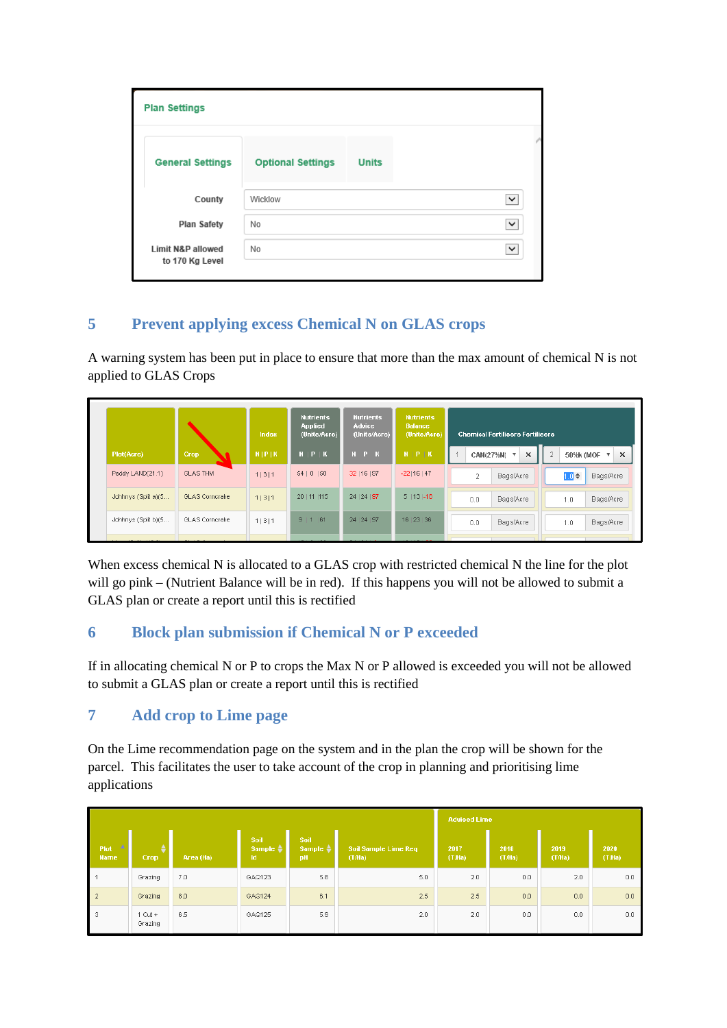**Plan Settings**

| General Settings | Optional Settings | Units |
|---|---|---|

| | |
|---|---|
| County | Wicklow |
| Plan Safety | No |
| Limit N&P allowed to 170 Kg Level | No |

## 5 Prevent applying excess Chemical N on GLAS crops

A warning system has been put in place to ensure that more than the max amount of chemical N is not applied to GLAS Crops

| Plot(Acre) | Crop | Index N \| P \| K | Nutrients Applied (Units/Acre) N P K | Nutrients Advice (Units/Acre) N P K | Nutrients Balance (Units/Acre) N P K | Chemical Fertilisers Fertilisers 1 CAN(27%N) | | 2 50%k (MOP | |
|---|---|---|---|---|---|---|---|---|---|
| Paddy LAND(21.1) | GLAS THM | 1 \| 3 \| 1 | 54 \| 0 \| 50 | 32 \| 16 \| 97 | -22 \| 16 \| 47 | 2 | Bags/Acre | 1.0 | Bags/Acre |
| Johhnys (Split a)(5... | GLAS Corncrake | 1 \| 3 \| 1 | 20 \| 11 \| 115 | 24 \| 24 \| 97 | 5 \| 13 \| -18 | 0.0 | Bags/Acre | 1.0 | Bags/Acre |
| Johhnys (Split b)(5... | GLAS Corncrake | 1 \| 3 \| 1 | 9 \| 1 \| 61 | 24 \| 24 \| 97 | 16 \| 23 \| 36 | 0.0 | Bags/Acre | 1.0 | Bags/Acre |

When excess chemical N is allocated to a GLAS crop with restricted chemical N the line for the plot will go pink – (Nutrient Balance will be in red). If this happens you will not be allowed to submit a GLAS plan or create a report until this is rectified

## 6 Block plan submission if Chemical N or P exceeded

If in allocating chemical N or P to crops the Max N or P allowed is exceeded you will not be allowed to submit a GLAS plan or create a report until this is rectified

## 7 Add crop to Lime page

On the Lime recommendation page on the system and in the plan the crop will be shown for the parcel. This facilitates the user to take account of the crop in planning and prioritising lime applications

| Plot Name | Crop | Area (Ha) | Soil Sample Id | Soil Sample pH | Soil Sample Lime Req (T/Ha) | Advised Lime 2017 (T/Ha) | 2018 (T/Ha) | 2019 (T/Ha) | 2020 (T/Ha) |
|---|---|---|---|---|---|---|---|---|---|
| 1 | Grazing | 7.0 | GAG123 | 5.8 | 5.0 | 2.0 | 0.0 | 2.0 | 0.0 |
| 2 | Grazing | 8.0 | GAG124 | 6.1 | 2.5 | 2.5 | 0.0 | 0.0 | 0.0 |
| 3 | 1 Cut + Grazing | 6.5 | GAG125 | 5.9 | 2.0 | 2.0 | 0.0 | 0.0 | 0.0 |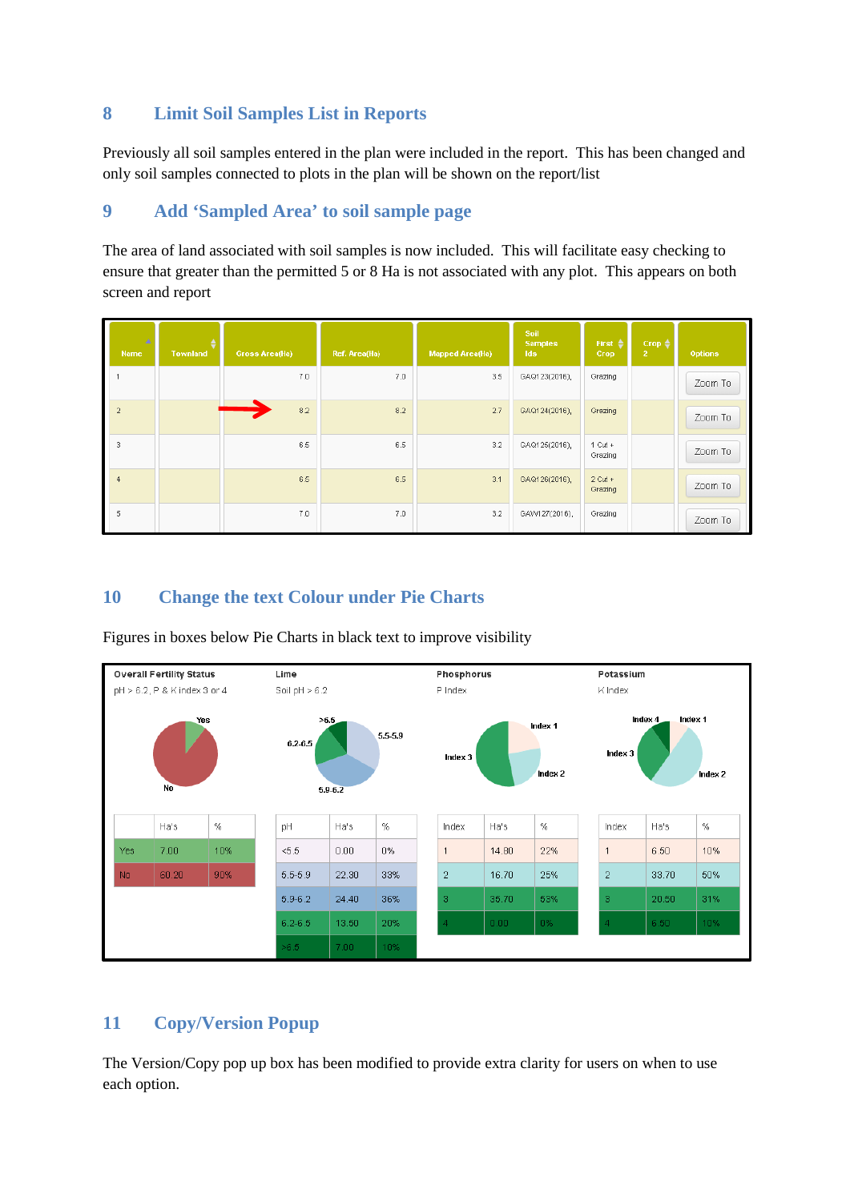## 8 Limit Soil Samples List in Reports

Previously all soil samples entered in the plan were included in the report. This has been changed and only soil samples connected to plots in the plan will be shown on the report/list

## 9 Add 'Sampled Area' to soil sample page

The area of land associated with soil samples is now included. This will facilitate easy checking to ensure that greater than the permitted 5 or 8 Ha is not associated with any plot. This appears on both screen and report

| Name | Townland | Gross Area(Ha) | Ref. Area(Ha) | Mapped Area(Ha) | Soil Samples Ids | First Crop | Crop 2 | Options |
|---|---|---|---|---|---|---|---|---|
| 1 | | 7.0 | 7.0 | 3.5 | GAQ123(2016), | Grazing | | Zoom To |
| 2 | | 8.2 | 8.2 | 2.7 | GAQ124(2016), | Grazing | | Zoom To |
| 3 | | 6.5 | 6.5 | 3.2 | GAQ125(2016), | 1 Cut + Grazing | | Zoom To |
| 4 | | 6.5 | 6.5 | 3.1 | GAQ126(2016), | 2 Cut + Grazing | | Zoom To |
| 5 | | 7.0 | 7.0 | 3.2 | GAW127(2016), | Grazing | | Zoom To |

## 10 Change the text Colour under Pie Charts

Figures in boxes below Pie Charts in black text to improve visibility

**Overall Fertility Status**
pH > 6.2, P & K index 3 or 4

| | Ha's | % |
|---|---|---|
| Yes | 7.00 | 10% |
| No | 60.20 | 90% |

**Lime**
Soil pH > 6.2

| pH | Ha's | % |
|---|---|---|
| <5.5 | 0.00 | 0% |
| 5.5-5.9 | 22.30 | 33% |
| 5.9-6.2 | 24.40 | 36% |
| 6.2-6.5 | 13.50 | 20% |
| >6.5 | 7.00 | 10% |

**Phosphorus**
P Index

| Index | Ha's | % |
|---|---|---|
| 1 | 14.80 | 22% |
| 2 | 16.70 | 25% |
| 3 | 35.70 | 53% |
| 4 | 0.00 | 0% |

**Potassium**
K Index

| Index | Ha's | % |
|---|---|---|
| 1 | 6.50 | 10% |
| 2 | 33.70 | 50% |
| 3 | 20.50 | 31% |
| 4 | 6.50 | 10% |

## 11 Copy/Version Popup

The Version/Copy pop up box has been modified to provide extra clarity for users on when to use each option.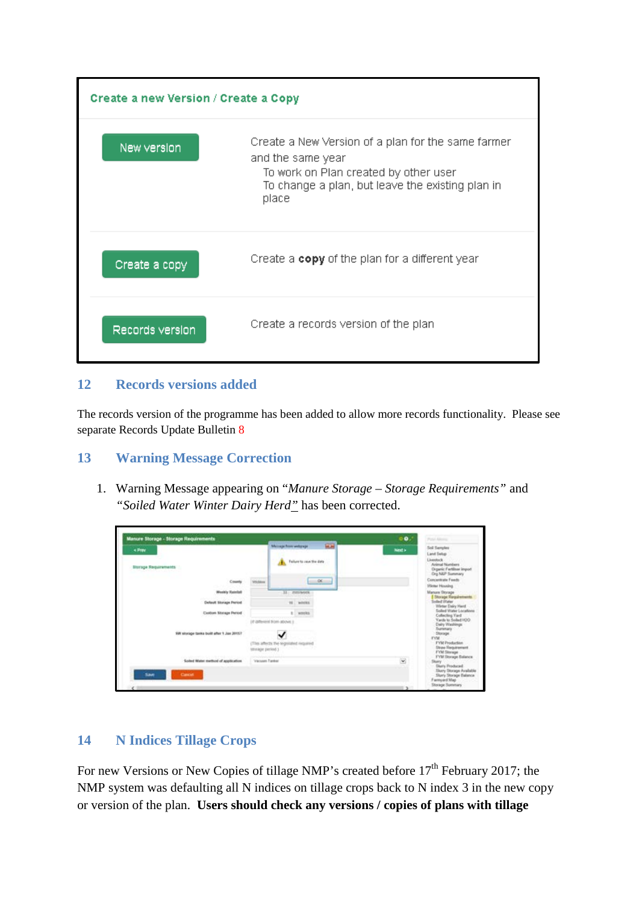**Create a new Version / Create a Copy**

| | |
|---|---|
| New version | Create a New Version of a plan for the same farmer and the same year<br>To work on Plan created by other user<br>To change a plan, but leave the existing plan in place |
| Create a copy | Create a **copy** of the plan for a different year |
| Records version | Create a records version of the plan |

## 12 Records versions added

The records version of the programme has been added to allow more records functionality. Please see separate Records Update Bulletin 8

## 13 Warning Message Correction

1. Warning Message appearing on "*Manure Storage – Storage Requirements*" and "*Soiled Water Winter Dairy Herd*" has been corrected.

## 14 N Indices Tillage Crops

For new Versions or New Copies of tillage NMP's created before 17th February 2017; the NMP system was defaulting all N indices on tillage crops back to N index 3 in the new copy or version of the plan. **Users should check any versions / copies of plans with tillage**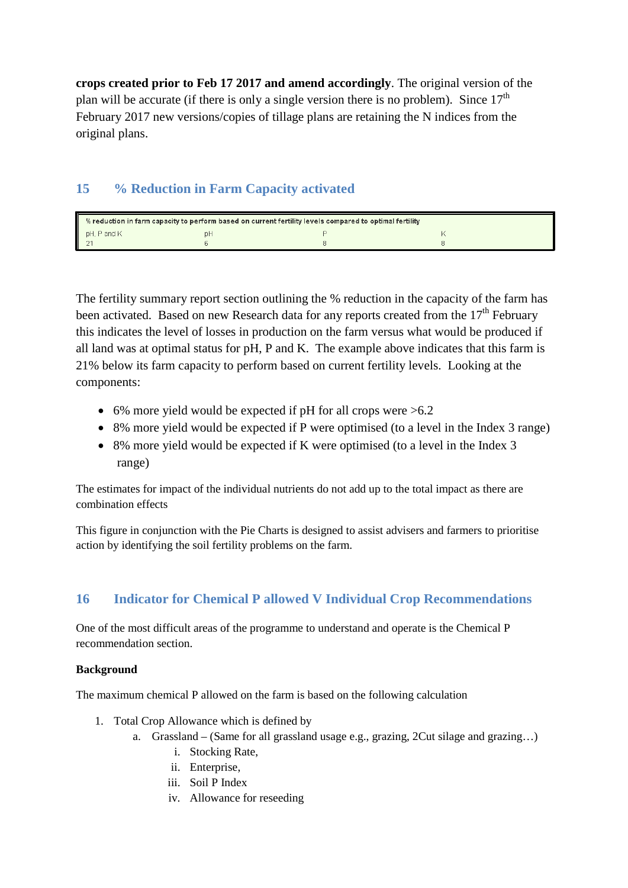**crops created prior to Feb 17 2017 and amend accordingly**. The original version of the plan will be accurate (if there is only a single version there is no problem). Since 17th February 2017 new versions/copies of tillage plans are retaining the N indices from the original plans.

## 15 % Reduction in Farm Capacity activated

| % reduction in farm capacity to perform based on current fertility levels compared to optimal fertility | | | |
|---|---|---|---|
| pH, P and K | pH | P | K |
| 21 | 6 | 8 | 8 |

The fertility summary report section outlining the % reduction in the capacity of the farm has been activated. Based on new Research data for any reports created from the 17th February this indicates the level of losses in production on the farm versus what would be produced if all land was at optimal status for pH, P and K. The example above indicates that this farm is 21% below its farm capacity to perform based on current fertility levels. Looking at the components:

- 6% more yield would be expected if pH for all crops were >6.2
- 8% more yield would be expected if P were optimised (to a level in the Index 3 range)
- 8% more yield would be expected if K were optimised (to a level in the Index 3 range)

The estimates for impact of the individual nutrients do not add up to the total impact as there are combination effects

This figure in conjunction with the Pie Charts is designed to assist advisers and farmers to prioritise action by identifying the soil fertility problems on the farm.

## 16 Indicator for Chemical P allowed V Individual Crop Recommendations

One of the most difficult areas of the programme to understand and operate is the Chemical P recommendation section.

**Background**

The maximum chemical P allowed on the farm is based on the following calculation

1. Total Crop Allowance which is defined by
   a. Grassland – (Same for all grassland usage e.g., grazing, 2Cut silage and grazing…)
      i. Stocking Rate,
      ii. Enterprise,
      iii. Soil P Index
      iv. Allowance for reseeding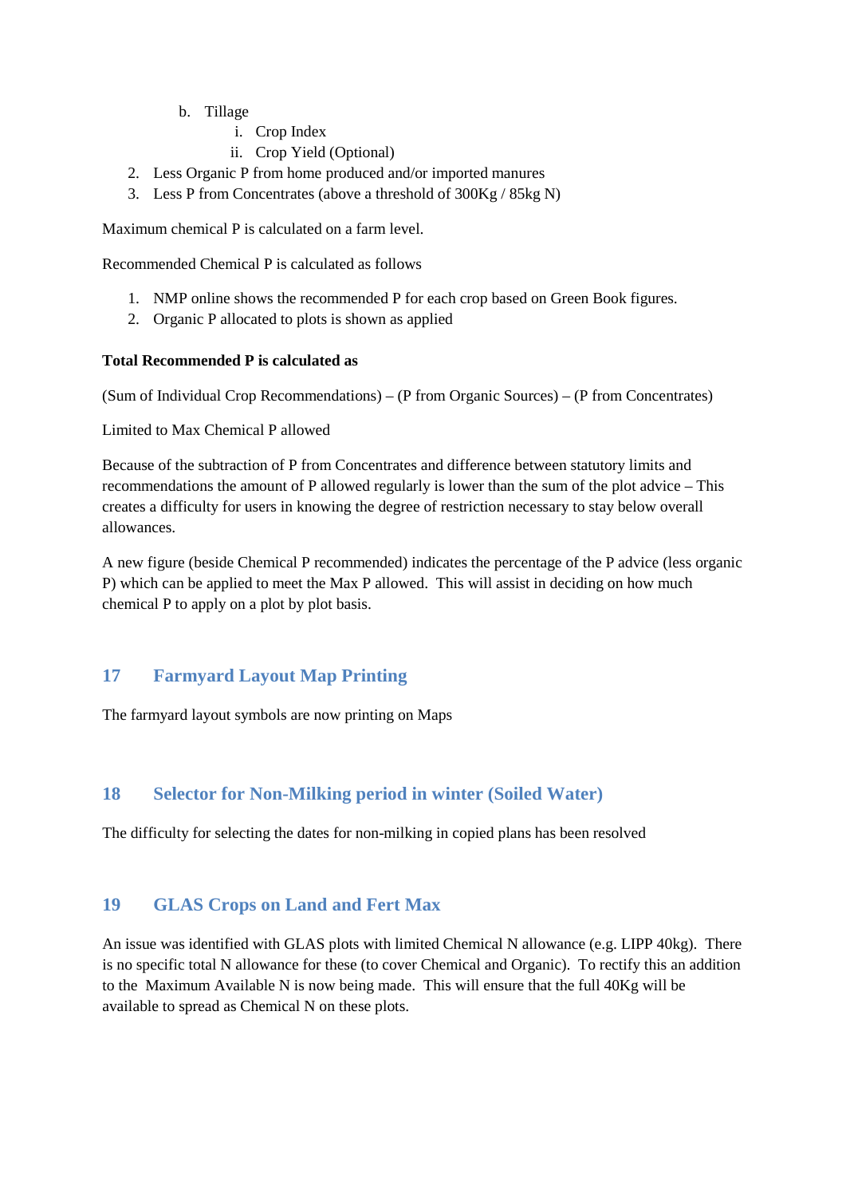b. Tillage
      i. Crop Index
      ii. Crop Yield (Optional)
2. Less Organic P from home produced and/or imported manures
3. Less P from Concentrates (above a threshold of 300Kg / 85kg N)

Maximum chemical P is calculated on a farm level.

Recommended Chemical P is calculated as follows

1. NMP online shows the recommended P for each crop based on Green Book figures.
2. Organic P allocated to plots is shown as applied

**Total Recommended P is calculated as**

(Sum of Individual Crop Recommendations) – (P from Organic Sources) – (P from Concentrates)

Limited to Max Chemical P allowed

Because of the subtraction of P from Concentrates and difference between statutory limits and recommendations the amount of P allowed regularly is lower than the sum of the plot advice – This creates a difficulty for users in knowing the degree of restriction necessary to stay below overall allowances.

A new figure (beside Chemical P recommended) indicates the percentage of the P advice (less organic P) which can be applied to meet the Max P allowed. This will assist in deciding on how much chemical P to apply on a plot by plot basis.

## 17 Farmyard Layout Map Printing

The farmyard layout symbols are now printing on Maps

## 18 Selector for Non-Milking period in winter (Soiled Water)

The difficulty for selecting the dates for non-milking in copied plans has been resolved

## 19 GLAS Crops on Land and Fert Max

An issue was identified with GLAS plots with limited Chemical N allowance (e.g. LIPP 40kg). There is no specific total N allowance for these (to cover Chemical and Organic). To rectify this an addition to the Maximum Available N is now being made. This will ensure that the full 40Kg will be available to spread as Chemical N on these plots.